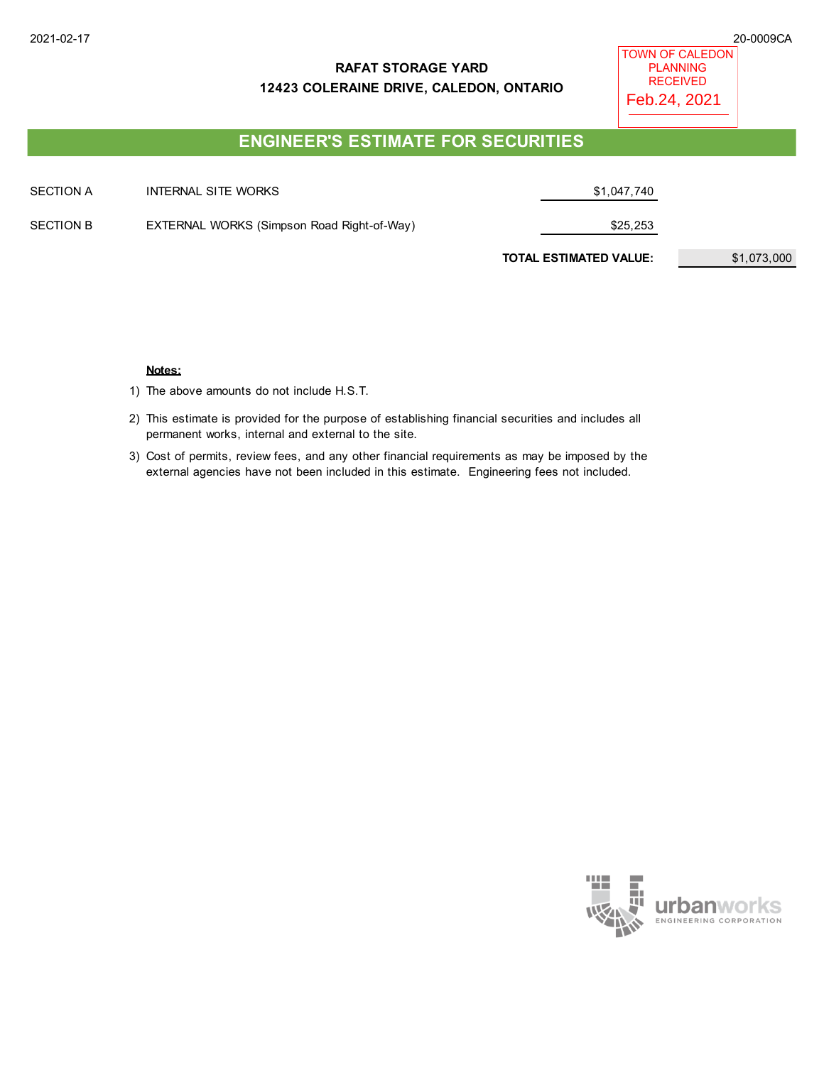2021-02-17

20-0009CA

**RAFAT STORAGE YARD**

**12423 COLERAINE DRIVE, CALEDON, ONTARIO**

TOWN OF CALEDON
PLANNING
RECEIVED
Feb.24, 2021

## ENGINEER'S ESTIMATE FOR SECURITIES

| | | | |
|---|---|---|---|
| SECTION A | INTERNAL SITE WORKS | $1,047,740 | |
| SECTION B | EXTERNAL WORKS (Simpson Road Right-of-Way) | $25,253 | |
| | | **TOTAL ESTIMATED VALUE:** | $1,073,000 |

**Notes:**

1) The above amounts do not include H.S.T.
2) This estimate is provided for the purpose of establishing financial securities and includes all permanent works, internal and external to the site.
3) Cost of permits, review fees, and any other financial requirements as may be imposed by the external agencies have not been included in this estimate. Engineering fees not included.

urbanworks
ENGINEERING CORPORATION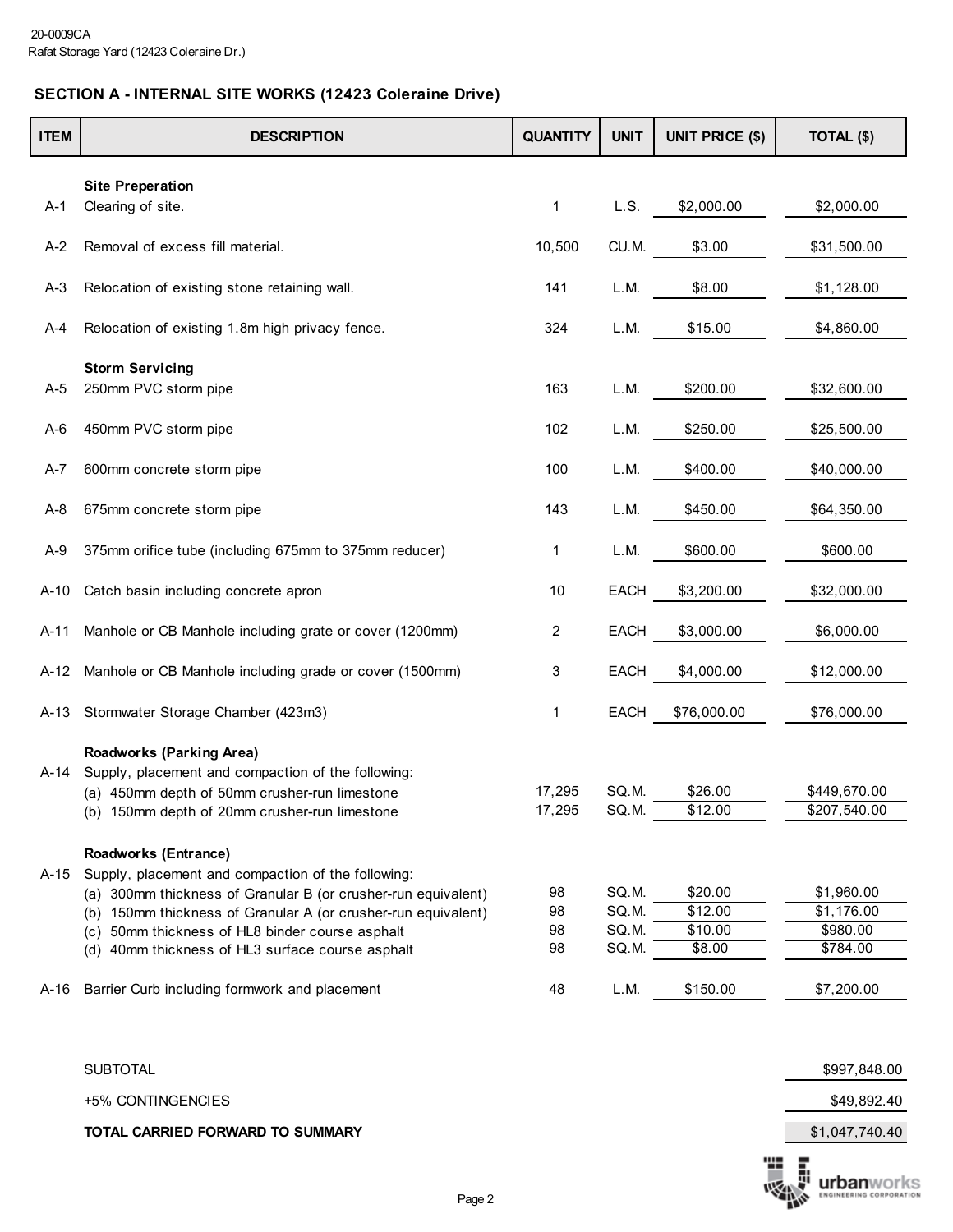## SECTION A - INTERNAL SITE WORKS (12423 Coleraine Drive)

| ITEM | DESCRIPTION | QUANTITY | UNIT | UNIT PRICE ($) | TOTAL ($) |
|---|---|---|---|---|---|
| | **Site Preperation** | | | | |
| A-1 | Clearing of site. | 1 | L.S. | $2,000.00 | $2,000.00 |
| A-2 | Removal of excess fill material. | 10,500 | CU.M. | $3.00 | $31,500.00 |
| A-3 | Relocation of existing stone retaining wall. | 141 | L.M. | $8.00 | $1,128.00 |
| A-4 | Relocation of existing 1.8m high privacy fence. | 324 | L.M. | $15.00 | $4,860.00 |
| | **Storm Servicing** | | | | |
| A-5 | 250mm PVC storm pipe | 163 | L.M. | $200.00 | $32,600.00 |
| A-6 | 450mm PVC storm pipe | 102 | L.M. | $250.00 | $25,500.00 |
| A-7 | 600mm concrete storm pipe | 100 | L.M. | $400.00 | $40,000.00 |
| A-8 | 675mm concrete storm pipe | 143 | L.M. | $450.00 | $64,350.00 |
| A-9 | 375mm orifice tube (including 675mm to 375mm reducer) | 1 | L.M. | $600.00 | $600.00 |
| A-10 | Catch basin including concrete apron | 10 | EACH | $3,200.00 | $32,000.00 |
| A-11 | Manhole or CB Manhole including grate or cover (1200mm) | 2 | EACH | $3,000.00 | $6,000.00 |
| A-12 | Manhole or CB Manhole including grade or cover (1500mm) | 3 | EACH | $4,000.00 | $12,000.00 |
| A-13 | Stormwater Storage Chamber (423m3) | 1 | EACH | $76,000.00 | $76,000.00 |
| | **Roadworks (Parking Area)** | | | | |
| A-14 | Supply, placement and compaction of the following: | | | | |
| | (a) 450mm depth of 50mm crusher-run limestone | 17,295 | SQ.M. | $26.00 | $449,670.00 |
| | (b) 150mm depth of 20mm crusher-run limestone | 17,295 | SQ.M. | $12.00 | $207,540.00 |
| | **Roadworks (Entrance)** | | | | |
| A-15 | Supply, placement and compaction of the following: | | | | |
| | (a) 300mm thickness of Granular B (or crusher-run equivalent) | 98 | SQ.M. | $20.00 | $1,960.00 |
| | (b) 150mm thickness of Granular A (or crusher-run equivalent) | 98 | SQ.M. | $12.00 | $1,176.00 |
| | (c) 50mm thickness of HL8 binder course asphalt | 98 | SQ.M. | $10.00 | $980.00 |
| | (d) 40mm thickness of HL3 surface course asphalt | 98 | SQ.M. | $8.00 | $784.00 |
| A-16 | Barrier Curb including formwork and placement | 48 | L.M. | $150.00 | $7,200.00 |
| | SUBTOTAL | | | | $997,848.00 |
| | +5% CONTINGENCIES | | | | $49,892.40 |
| | **TOTAL CARRIED FORWARD TO SUMMARY** | | | | $1,047,740.40 |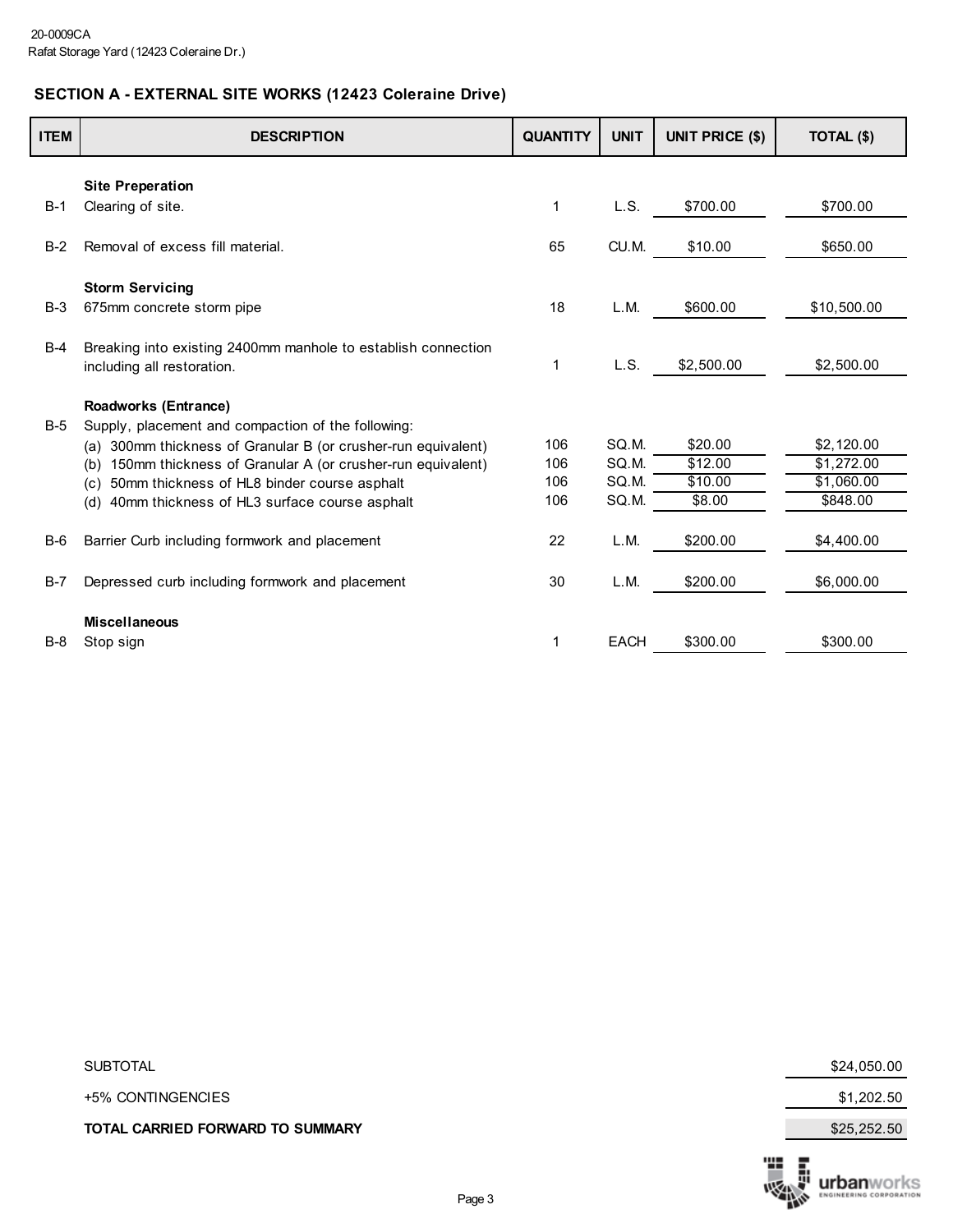20-0009CA
Rafat Storage Yard (12423 Coleraine Dr.)

## SECTION A - EXTERNAL SITE WORKS (12423 Coleraine Drive)

| ITEM | DESCRIPTION | QUANTITY | UNIT | UNIT PRICE ($) | TOTAL ($) |
|---|---|---|---|---|---|
| | **Site Preperation** | | | | |
| B-1 | Clearing of site. | 1 | L.S. | $700.00 | $700.00 |
| B-2 | Removal of excess fill material. | 65 | CU.M. | $10.00 | $650.00 |
| | **Storm Servicing** | | | | |
| B-3 | 675mm concrete storm pipe | 18 | L.M. | $600.00 | $10,500.00 |
| B-4 | Breaking into existing 2400mm manhole to establish connection including all restoration. | 1 | L.S. | $2,500.00 | $2,500.00 |
| | **Roadworks (Entrance)** | | | | |
| B-5 | Supply, placement and compaction of the following: | | | | |
| | (a) 300mm thickness of Granular B (or crusher-run equivalent) | 106 | SQ.M. | $20.00 | $2,120.00 |
| | (b) 150mm thickness of Granular A (or crusher-run equivalent) | 106 | SQ.M. | $12.00 | $1,272.00 |
| | (c) 50mm thickness of HL8 binder course asphalt | 106 | SQ.M. | $10.00 | $1,060.00 |
| | (d) 40mm thickness of HL3 surface course asphalt | 106 | SQ.M. | $8.00 | $848.00 |
| B-6 | Barrier Curb including formwork and placement | 22 | L.M. | $200.00 | $4,400.00 |
| B-7 | Depressed curb including formwork and placement | 30 | L.M. | $200.00 | $6,000.00 |
| | **Miscellaneous** | | | | |
| B-8 | Stop sign | 1 | EACH | $300.00 | $300.00 |

| | |
|---|---|
| SUBTOTAL | $24,050.00 |
| +5% CONTINGENCIES | $1,202.50 |
| **TOTAL CARRIED FORWARD TO SUMMARY** | $25,252.50 |

urbanworks ENGINEERING CORPORATION